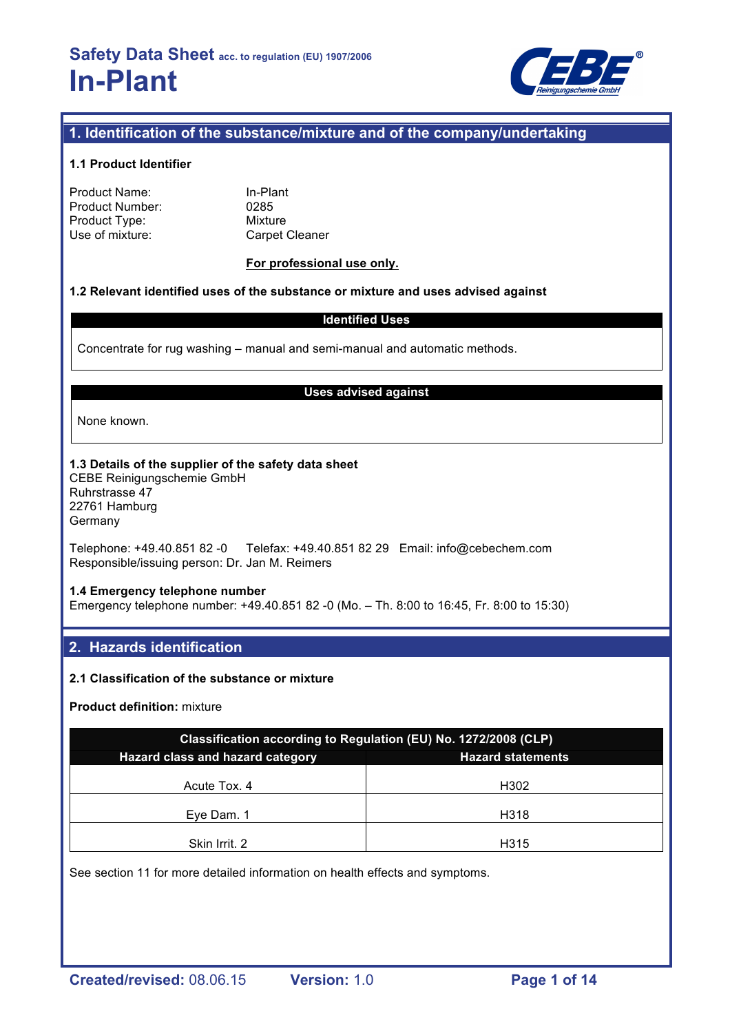# Safety Data Sheet acc. to regulation (EU) 1907/2006

# In-Plant

## 1. Identification of the substance/mixture and of the company/undertaking

### 1.1 Product Identifier

| | |
|---|---|
| Product Name: | In-Plant |
| Product Number: | 0285 |
| Product Type: | Mixture |
| Use of mixture: | Carpet Cleaner |

**For professional use only.**

### 1.2 Relevant identified uses of the substance or mixture and uses advised against

| Identified Uses |
|---|
| Concentrate for rug washing – manual and semi-manual and automatic methods. |

| Uses advised against |
|---|
| None known. |

### 1.3 Details of the supplier of the safety data sheet

CEBE Reinigungschemie GmbH
Ruhrstrasse 47
22761 Hamburg
Germany

Telephone: +49.40.851 82 -0 Telefax: +49.40.851 82 29 Email: info@cebechem.com
Responsible/issuing person: Dr. Jan M. Reimers

### 1.4 Emergency telephone number

Emergency telephone number: +49.40.851 82 -0 (Mo. – Th. 8:00 to 16:45, Fr. 8:00 to 15:30)

## 2. Hazards identification

### 2.1 Classification of the substance or mixture

**Product definition:** mixture

| Classification according to Regulation (EU) No. 1272/2008 (CLP) | |
|---|---|
| **Hazard class and hazard category** | **Hazard statements** |
| Acute Tox. 4 | H302 |
| Eye Dam. 1 | H318 |
| Skin Irrit. 2 | H315 |

See section 11 for more detailed information on health effects and symptoms.

Created/revised: 08.06.15 Version: 1.0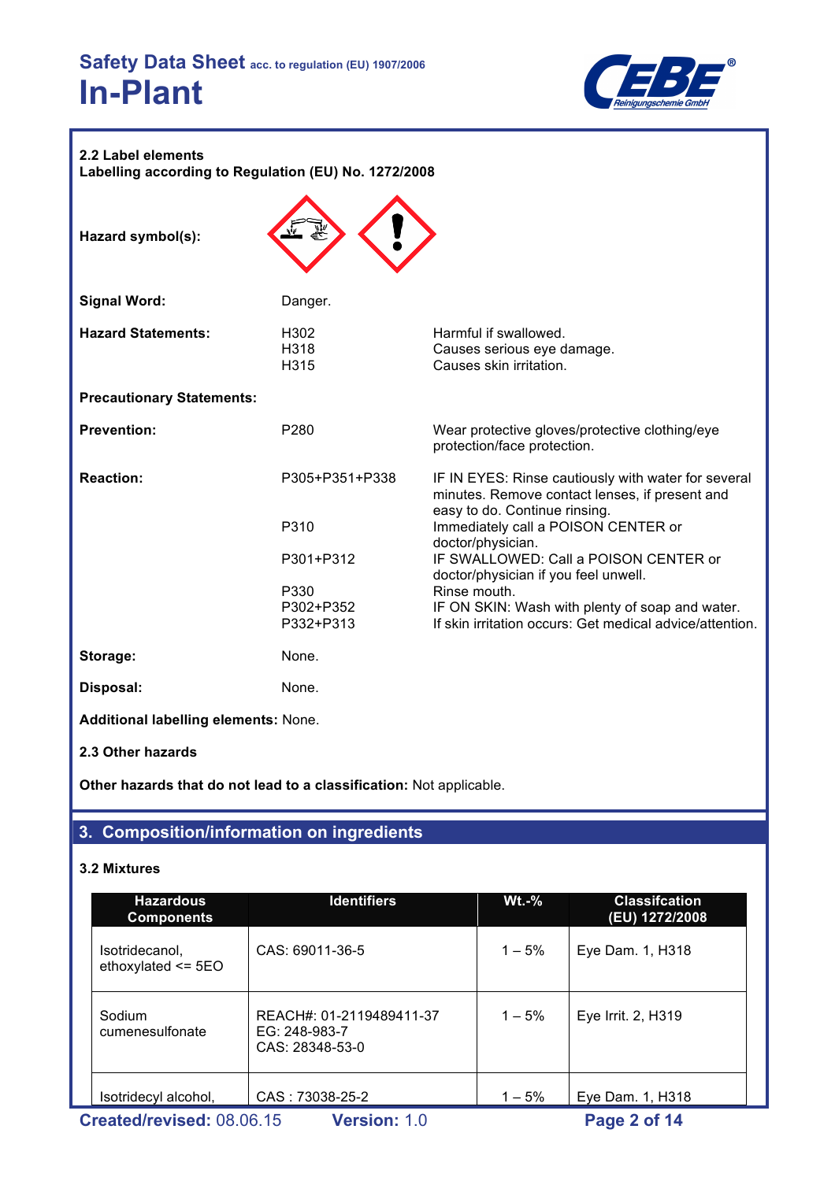### 2.2 Label elements

**Labelling according to Regulation (EU) No. 1272/2008**

| | | |
|---|---|---|
| **Hazard symbol(s):** | | |
| **Signal Word:** | Danger. | |
| **Hazard Statements:** | H302<br>H318<br>H315 | Harmful if swallowed.<br>Causes serious eye damage.<br>Causes skin irritation. |
| **Precautionary Statements:** | | |
| **Prevention:** | P280 | Wear protective gloves/protective clothing/eye protection/face protection. |
| **Reaction:** | P305+P351+P338 | IF IN EYES: Rinse cautiously with water for several minutes. Remove contact lenses, if present and easy to do. Continue rinsing. |
| | P310 | Immediately call a POISON CENTER or doctor/physician. |
| | P301+P312 | IF SWALLOWED: Call a POISON CENTER or doctor/physician if you feel unwell. |
| | P330 | Rinse mouth. |
| | P302+P352 | IF ON SKIN: Wash with plenty of soap and water. |
| | P332+P313 | If skin irritation occurs: Get medical advice/attention. |
| **Storage:** | None. | |
| **Disposal:** | None. | |

**Additional labelling elements:** None.

### 2.3 Other hazards

**Other hazards that do not lead to a classification:** Not applicable.

## 3. Composition/information on ingredients

### 3.2 Mixtures

| Hazardous Components | Identifiers | Wt.-% | Classifcation (EU) 1272/2008 |
|---|---|---|---|
| Isotridecanol, ethoxylated <= 5EO | CAS: 69011-36-5 | 1 – 5% | Eye Dam. 1, H318 |
| Sodium cumenesulfonate | REACH#: 01-2119489411-37<br>EG: 248-983-7<br>CAS: 28348-53-0 | 1 – 5% | Eye Irrit. 2, H319 |
| Isotridecyl alcohol, | CAS : 73038-25-2 | 1 – 5% | Eye Dam. 1, H318 |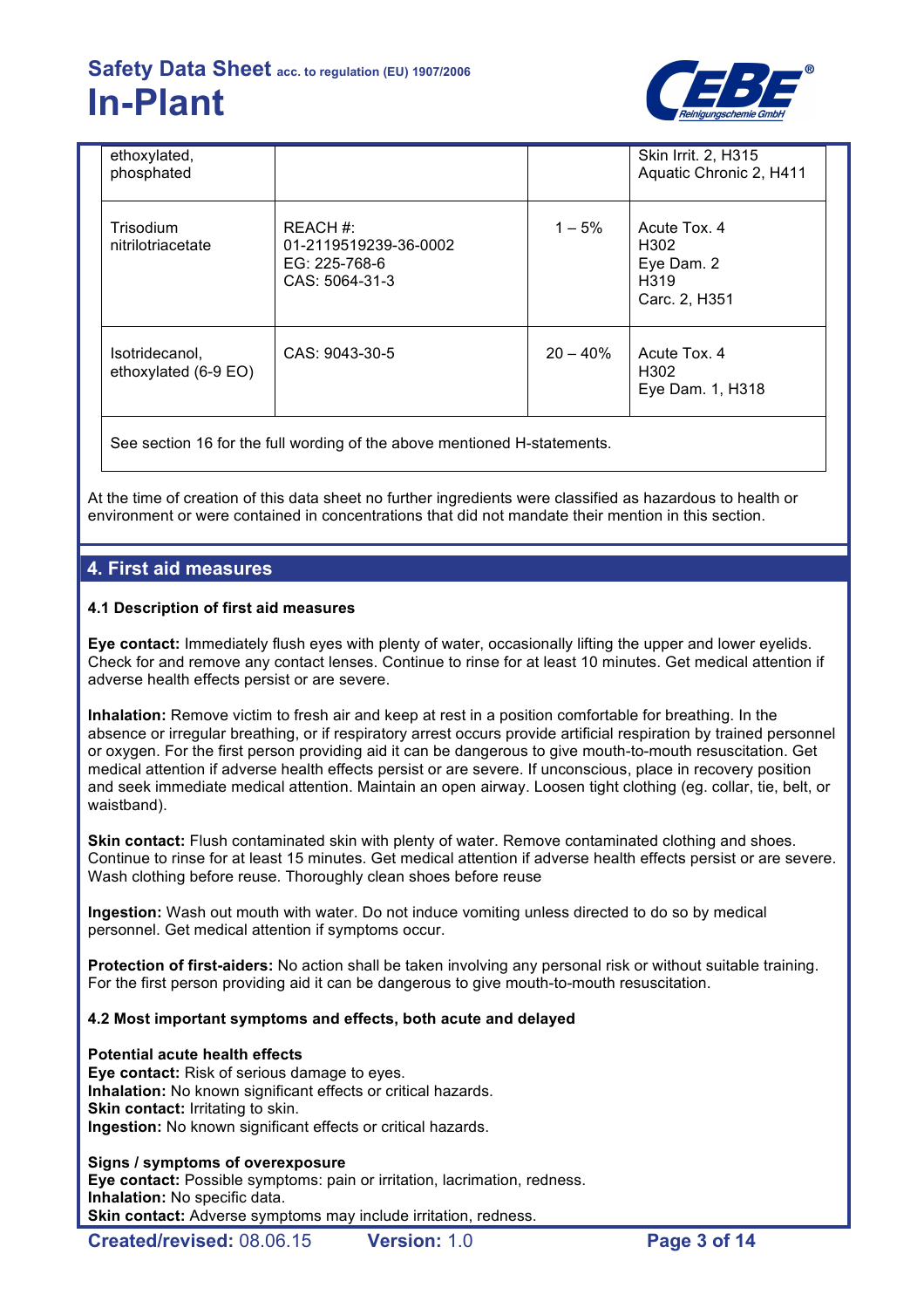| | | | |
|---|---|---|---|
| ethoxylated, phosphated | | | Skin Irrit. 2, H315<br>Aquatic Chronic 2, H411 |
| Trisodium nitrilotriacetate | REACH #:<br>01-2119519239-36-0002<br>EG: 225-768-6<br>CAS: 5064-31-3 | 1 – 5% | Acute Tox. 4<br>H302<br>Eye Dam. 2<br>H319<br>Carc. 2, H351 |
| Isotridecanol, ethoxylated (6-9 EO) | CAS: 9043-30-5 | 20 – 40% | Acute Tox. 4<br>H302<br>Eye Dam. 1, H318 |
| See section 16 for the full wording of the above mentioned H-statements. | | | |

At the time of creation of this data sheet no further ingredients were classified as hazardous to health or environment or were contained in concentrations that did not mandate their mention in this section.

## 4. First aid measures

### 4.1 Description of first aid measures

**Eye contact:** Immediately flush eyes with plenty of water, occasionally lifting the upper and lower eyelids. Check for and remove any contact lenses. Continue to rinse for at least 10 minutes. Get medical attention if adverse health effects persist or are severe.

**Inhalation:** Remove victim to fresh air and keep at rest in a position comfortable for breathing. In the absence or irregular breathing, or if respiratory arrest occurs provide artificial respiration by trained personnel or oxygen. For the first person providing aid it can be dangerous to give mouth-to-mouth resuscitation. Get medical attention if adverse health effects persist or are severe. If unconscious, place in recovery position and seek immediate medical attention. Maintain an open airway. Loosen tight clothing (eg. collar, tie, belt, or waistband).

**Skin contact:** Flush contaminated skin with plenty of water. Remove contaminated clothing and shoes. Continue to rinse for at least 15 minutes. Get medical attention if adverse health effects persist or are severe. Wash clothing before reuse. Thoroughly clean shoes before reuse

**Ingestion:** Wash out mouth with water. Do not induce vomiting unless directed to do so by medical personnel. Get medical attention if symptoms occur.

**Protection of first-aiders:** No action shall be taken involving any personal risk or without suitable training. For the first person providing aid it can be dangerous to give mouth-to-mouth resuscitation.

### 4.2 Most important symptoms and effects, both acute and delayed

**Potential acute health effects**
**Eye contact:** Risk of serious damage to eyes.
**Inhalation:** No known significant effects or critical hazards.
**Skin contact:** Irritating to skin.
**Ingestion:** No known significant effects or critical hazards.

**Signs / symptoms of overexposure**
**Eye contact:** Possible symptoms: pain or irritation, lacrimation, redness.
**Inhalation:** No specific data.
**Skin contact:** Adverse symptoms may include irritation, redness.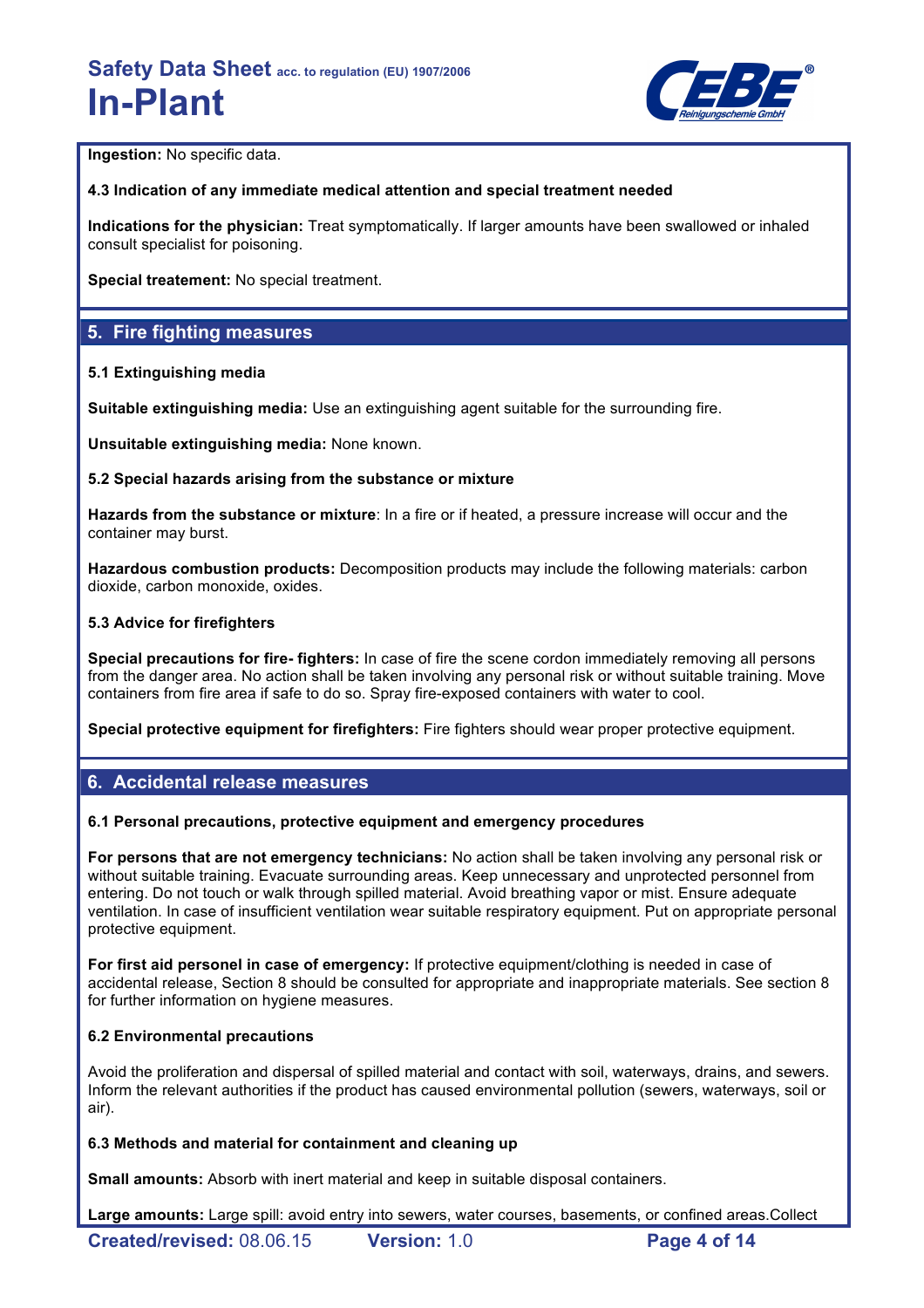**Ingestion:** No specific data.

**4.3 Indication of any immediate medical attention and special treatment needed**

**Indications for the physician:** Treat symptomatically. If larger amounts have been swallowed or inhaled consult specialist for poisoning.

**Special treatement:** No special treatment.

## 5. Fire fighting measures

**5.1 Extinguishing media**

**Suitable extinguishing media:** Use an extinguishing agent suitable for the surrounding fire.

**Unsuitable extinguishing media:** None known.

**5.2 Special hazards arising from the substance or mixture**

**Hazards from the substance or mixture**: In a fire or if heated, a pressure increase will occur and the container may burst.

**Hazardous combustion products:** Decomposition products may include the following materials: carbon dioxide, carbon monoxide, oxides.

**5.3 Advice for firefighters**

**Special precautions for fire- fighters:** In case of fire the scene cordon immediately removing all persons from the danger area. No action shall be taken involving any personal risk or without suitable training. Move containers from fire area if safe to do so. Spray fire-exposed containers with water to cool.

**Special protective equipment for firefighters:** Fire fighters should wear proper protective equipment.

## 6. Accidental release measures

**6.1 Personal precautions, protective equipment and emergency procedures**

**For persons that are not emergency technicians:** No action shall be taken involving any personal risk or without suitable training. Evacuate surrounding areas. Keep unnecessary and unprotected personnel from entering. Do not touch or walk through spilled material. Avoid breathing vapor or mist. Ensure adequate ventilation. In case of insufficient ventilation wear suitable respiratory equipment. Put on appropriate personal protective equipment.

**For first aid personel in case of emergency:** If protective equipment/clothing is needed in case of accidental release, Section 8 should be consulted for appropriate and inappropriate materials. See section 8 for further information on hygiene measures.

**6.2 Environmental precautions**

Avoid the proliferation and dispersal of spilled material and contact with soil, waterways, drains, and sewers. Inform the relevant authorities if the product has caused environmental pollution (sewers, waterways, soil or air).

**6.3 Methods and material for containment and cleaning up**

**Small amounts:** Absorb with inert material and keep in suitable disposal containers.

**Large amounts:** Large spill: avoid entry into sewers, water courses, basements, or confined areas.Collect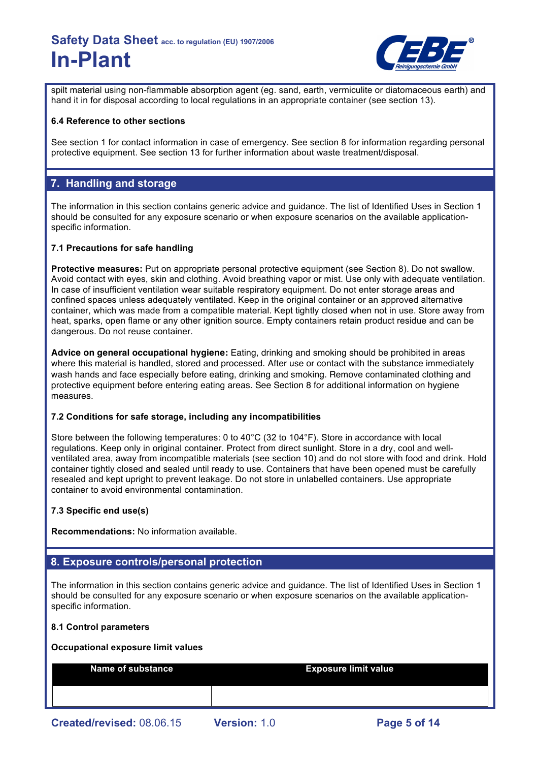spilt material using non-flammable absorption agent (eg. sand, earth, vermiculite or diatomaceous earth) and hand it in for disposal according to local regulations in an appropriate container (see section 13).

### 6.4 Reference to other sections

See section 1 for contact information in case of emergency. See section 8 for information regarding personal protective equipment. See section 13 for further information about waste treatment/disposal.

## 7. Handling and storage

The information in this section contains generic advice and guidance. The list of Identified Uses in Section 1 should be consulted for any exposure scenario or when exposure scenarios on the available application-specific information.

### 7.1 Precautions for safe handling

**Protective measures:** Put on appropriate personal protective equipment (see Section 8). Do not swallow. Avoid contact with eyes, skin and clothing. Avoid breathing vapor or mist. Use only with adequate ventilation. In case of insufficient ventilation wear suitable respiratory equipment. Do not enter storage areas and confined spaces unless adequately ventilated. Keep in the original container or an approved alternative container, which was made from a compatible material. Kept tightly closed when not in use. Store away from heat, sparks, open flame or any other ignition source. Empty containers retain product residue and can be dangerous. Do not reuse container.

**Advice on general occupational hygiene:** Eating, drinking and smoking should be prohibited in areas where this material is handled, stored and processed. After use or contact with the substance immediately wash hands and face especially before eating, drinking and smoking. Remove contaminated clothing and protective equipment before entering eating areas. See Section 8 for additional information on hygiene measures.

### 7.2 Conditions for safe storage, including any incompatibilities

Store between the following temperatures: 0 to 40°C (32 to 104°F). Store in accordance with local regulations. Keep only in original container. Protect from direct sunlight. Store in a dry, cool and well-ventilated area, away from incompatible materials (see section 10) and do not store with food and drink. Hold container tightly closed and sealed until ready to use. Containers that have been opened must be carefully resealed and kept upright to prevent leakage. Do not store in unlabelled containers. Use appropriate container to avoid environmental contamination.

### 7.3 Specific end use(s)

**Recommendations:** No information available.

## 8. Exposure controls/personal protection

The information in this section contains generic advice and guidance. The list of Identified Uses in Section 1 should be consulted for any exposure scenario or when exposure scenarios on the available application-specific information.

### 8.1 Control parameters

**Occupational exposure limit values**

| Name of substance | Exposure limit value |
|---|---|
| | |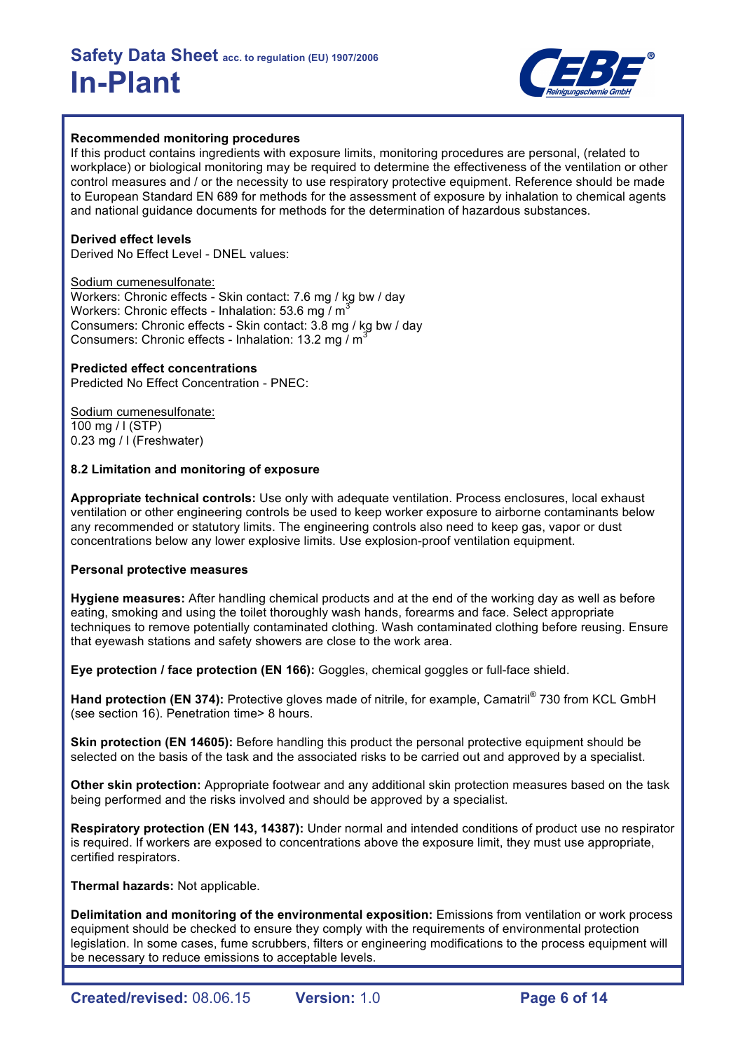**Recommended monitoring procedures**

If this product contains ingredients with exposure limits, monitoring procedures are personal, (related to workplace) or biological monitoring may be required to determine the effectiveness of the ventilation or other control measures and / or the necessity to use respiratory protective equipment. Reference should be made to European Standard EN 689 for methods for the assessment of exposure by inhalation to chemical agents and national guidance documents for methods for the determination of hazardous substances.

**Derived effect levels**

Derived No Effect Level - DNEL values:

Sodium cumenesulfonate:
Workers: Chronic effects - Skin contact: 7.6 mg / kg bw / day
Workers: Chronic effects - Inhalation: 53.6 mg / $m^3$
Consumers: Chronic effects - Skin contact: 3.8 mg / kg bw / day
Consumers: Chronic effects - Inhalation: 13.2 mg / $m^3$

**Predicted effect concentrations**

Predicted No Effect Concentration - PNEC:

Sodium cumenesulfonate:
100 mg / l (STP)
0.23 mg / l (Freshwater)

**8.2 Limitation and monitoring of exposure**

**Appropriate technical controls:** Use only with adequate ventilation. Process enclosures, local exhaust ventilation or other engineering controls be used to keep worker exposure to airborne contaminants below any recommended or statutory limits. The engineering controls also need to keep gas, vapor or dust concentrations below any lower explosive limits. Use explosion-proof ventilation equipment.

**Personal protective measures**

**Hygiene measures:** After handling chemical products and at the end of the working day as well as before eating, smoking and using the toilet thoroughly wash hands, forearms and face. Select appropriate techniques to remove potentially contaminated clothing. Wash contaminated clothing before reusing. Ensure that eyewash stations and safety showers are close to the work area.

**Eye protection / face protection (EN 166):** Goggles, chemical goggles or full-face shield.

**Hand protection (EN 374):** Protective gloves made of nitrile, for example, Camatril® 730 from KCL GmbH (see section 16). Penetration time> 8 hours.

**Skin protection (EN 14605):** Before handling this product the personal protective equipment should be selected on the basis of the task and the associated risks to be carried out and approved by a specialist.

**Other skin protection:** Appropriate footwear and any additional skin protection measures based on the task being performed and the risks involved and should be approved by a specialist.

**Respiratory protection (EN 143, 14387):** Under normal and intended conditions of product use no respirator is required. If workers are exposed to concentrations above the exposure limit, they must use appropriate, certified respirators.

**Thermal hazards:** Not applicable.

**Delimitation and monitoring of the environmental exposition:** Emissions from ventilation or work process equipment should be checked to ensure they comply with the requirements of environmental protection legislation. In some cases, fume scrubbers, filters or engineering modifications to the process equipment will be necessary to reduce emissions to acceptable levels.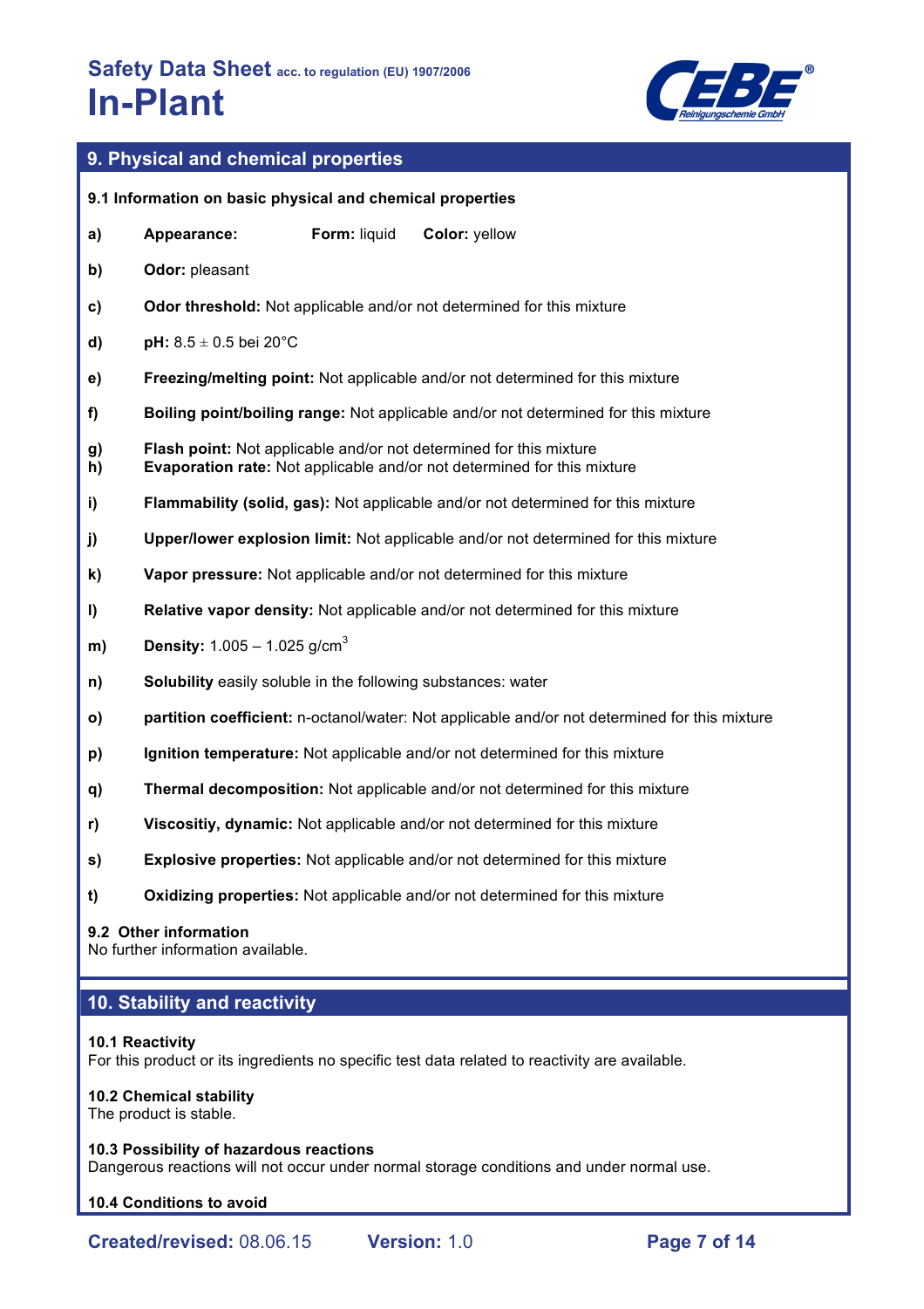## 9. Physical and chemical properties

### 9.1 Information on basic physical and chemical properties

**a)** **Appearance:** **Form:** liquid **Color:** yellow

**b)** **Odor:** pleasant

**c)** **Odor threshold:** Not applicable and/or not determined for this mixture

**d)** **pH:** 8.5 ± 0.5 bei 20°C

**e)** **Freezing/melting point:** Not applicable and/or not determined for this mixture

**f)** **Boiling point/boiling range:** Not applicable and/or not determined for this mixture

**g)** **Flash point:** Not applicable and/or not determined for this mixture

**h)** **Evaporation rate:** Not applicable and/or not determined for this mixture

**i)** **Flammability (solid, gas):** Not applicable and/or not determined for this mixture

**j)** **Upper/lower explosion limit:** Not applicable and/or not determined for this mixture

**k)** **Vapor pressure:** Not applicable and/or not determined for this mixture

**l)** **Relative vapor density:** Not applicable and/or not determined for this mixture

**m)** **Density:** 1.005 – 1.025 g/cm$^3$

**n)** **Solubility** easily soluble in the following substances: water

**o)** **partition coefficient:** n-octanol/water: Not applicable and/or not determined for this mixture

**p)** **Ignition temperature:** Not applicable and/or not determined for this mixture

**q)** **Thermal decomposition:** Not applicable and/or not determined for this mixture

**r)** **Viscositiy, dynamic:** Not applicable and/or not determined for this mixture

**s)** **Explosive properties:** Not applicable and/or not determined for this mixture

**t)** **Oxidizing properties:** Not applicable and/or not determined for this mixture

### 9.2 Other information

No further information available.

## 10. Stability and reactivity

### 10.1 Reactivity

For this product or its ingredients no specific test data related to reactivity are available.

### 10.2 Chemical stability

The product is stable.

### 10.3 Possibility of hazardous reactions

Dangerous reactions will not occur under normal storage conditions and under normal use.

### 10.4 Conditions to avoid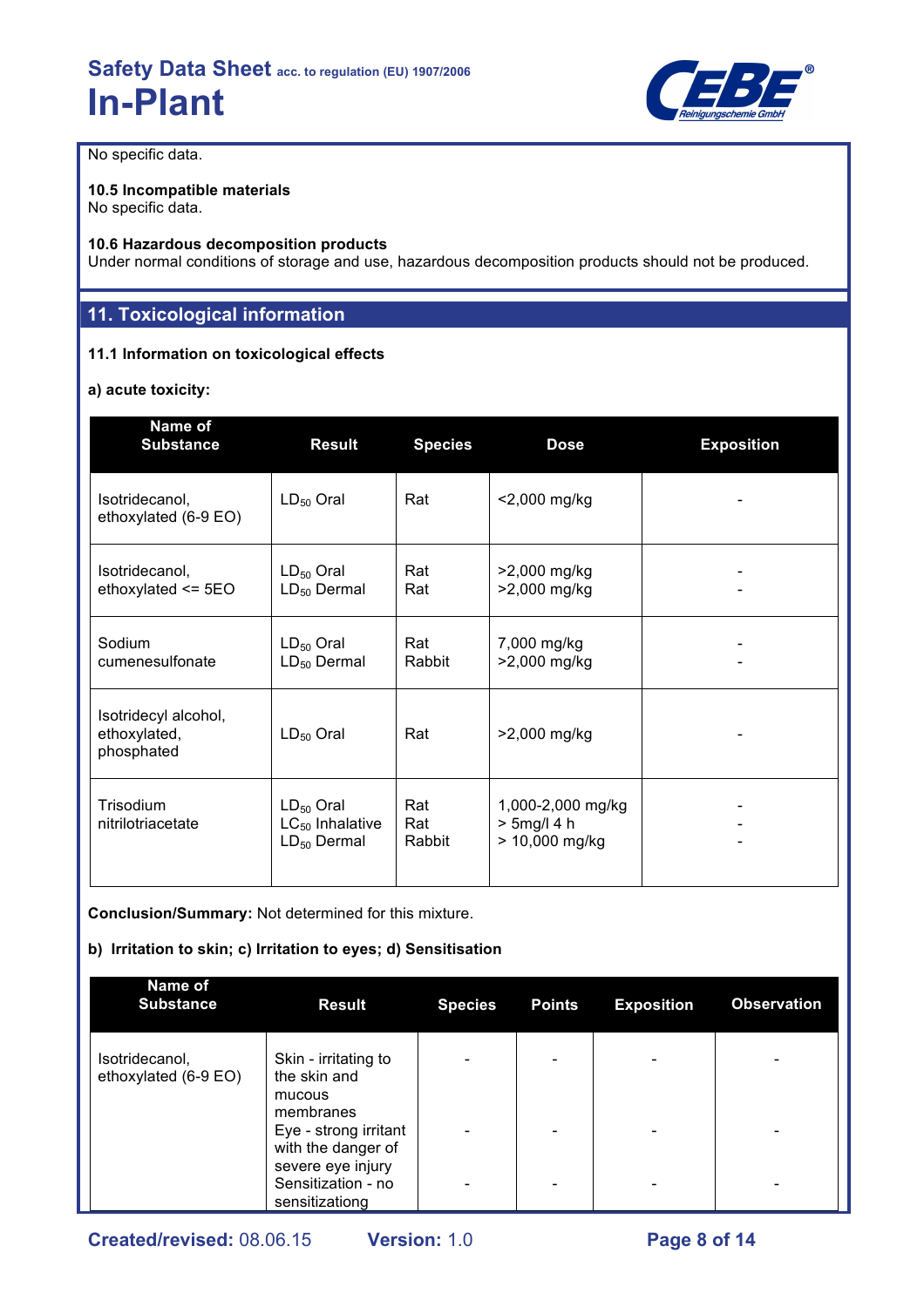No specific data.

**10.5 Incompatible materials**
No specific data.

**10.6 Hazardous decomposition products**
Under normal conditions of storage and use, hazardous decomposition products should not be produced.

## 11. Toxicological information

**11.1 Information on toxicological effects**

**a) acute toxicity:**

| Name of Substance | Result | Species | Dose | Exposition |
|---|---|---|---|---|
| Isotridecanol, ethoxylated (6-9 EO) | $LD_{50}$ Oral | Rat | <2,000 mg/kg | - |
| Isotridecanol, ethoxylated <= 5EO | $LD_{50}$ Oral<br>$LD_{50}$ Dermal | Rat<br>Rat | >2,000 mg/kg<br>>2,000 mg/kg | -<br>- |
| Sodium cumenesulfonate | $LD_{50}$ Oral<br>$LD_{50}$ Dermal | Rat<br>Rabbit | 7,000 mg/kg<br>>2,000 mg/kg | -<br>- |
| Isotridecyl alcohol, ethoxylated, phosphated | $LD_{50}$ Oral | Rat | >2,000 mg/kg | - |
| Trisodium nitrilotriacetate | $LD_{50}$ Oral<br>$LC_{50}$ Inhalative<br>$LD_{50}$ Dermal | Rat<br>Rat<br>Rabbit | 1,000-2,000 mg/kg<br>> 5mg/l 4 h<br>> 10,000 mg/kg | -<br>-<br>- |

**Conclusion/Summary:** Not determined for this mixture.

**b) Irritation to skin; c) Irritation to eyes; d) Sensitisation**

| Name of Substance | Result | Species | Points | Exposition | Observation |
|---|---|---|---|---|---|
| Isotridecanol, ethoxylated (6-9 EO) | Skin - irritating to the skin and mucous membranes<br>Eye - strong irritant with the danger of severe eye injury<br>Sensitization - no sensitizationg | -<br>-<br>- | -<br>-<br>- | -<br>-<br>- | -<br>-<br>- |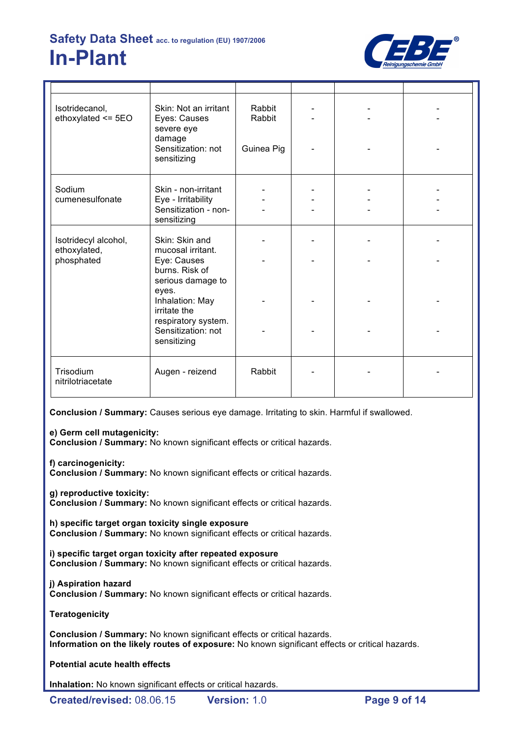| | | | | | |
|---|---|---|---|---|---|
| Isotridecanol, ethoxylated <= 5EO | Skin: Not an irritant<br>Eyes: Causes severe eye damage<br>Sensitization: not sensitizing | Rabbit<br>Rabbit<br><br>Guinea Pig | -<br>-<br><br>- | -<br>-<br><br>- | -<br>-<br><br>- |
| Sodium cumenesulfonate | Skin - non-irritant<br>Eye - Irritability<br>Sensitization - non-sensitizing | -<br>-<br>- | -<br>-<br>- | -<br>-<br>- | -<br>-<br>- |
| Isotridecyl alcohol, ethoxylated, phosphated | Skin: Skin and mucosal irritant.<br>Eye: Causes burns. Risk of serious damage to eyes.<br>Inhalation: May irritate the respiratory system.<br>Sensitization: not sensitizing | -<br>-<br>-<br>- | -<br>-<br>-<br>- | -<br>-<br>-<br>- | -<br>-<br>-<br>- |
| Trisodium nitrilotriacetate | Augen - reizend | Rabbit | - | - | - |

**Conclusion / Summary:** Causes serious eye damage. Irritating to skin. Harmful if swallowed.

**e) Germ cell mutagenicity:**
**Conclusion / Summary:** No known significant effects or critical hazards.

**f) carcinogenicity:**
**Conclusion / Summary:** No known significant effects or critical hazards.

**g) reproductive toxicity:**
**Conclusion / Summary:** No known significant effects or critical hazards.

**h) specific target organ toxicity single exposure**
**Conclusion / Summary:** No known significant effects or critical hazards.

**i) specific target organ toxicity after repeated exposure**
**Conclusion / Summary:** No known significant effects or critical hazards.

**j) Aspiration hazard**
**Conclusion / Summary:** No known significant effects or critical hazards.

**Teratogenicity**

**Conclusion / Summary:** No known significant effects or critical hazards.
**Information on the likely routes of exposure:** No known significant effects or critical hazards.

**Potential acute health effects**

**Inhalation:** No known significant effects or critical hazards.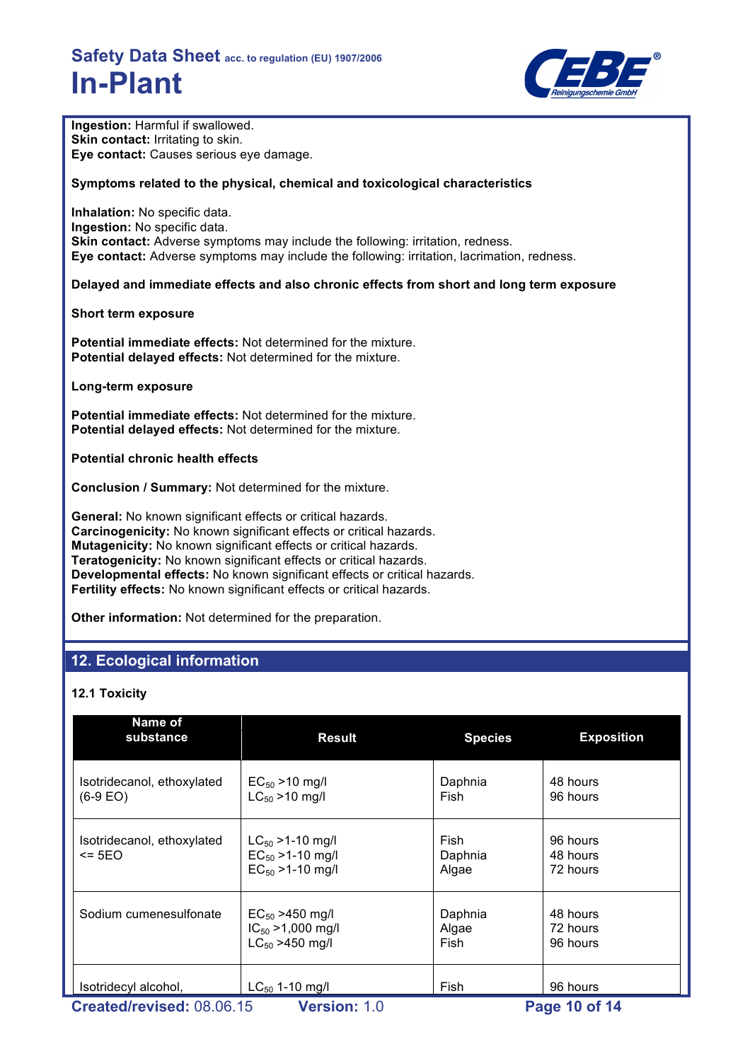**Ingestion:** Harmful if swallowed.
**Skin contact:** Irritating to skin.
**Eye contact:** Causes serious eye damage.

**Symptoms related to the physical, chemical and toxicological characteristics**

**Inhalation:** No specific data.
**Ingestion:** No specific data.
**Skin contact:** Adverse symptoms may include the following: irritation, redness.
**Eye contact:** Adverse symptoms may include the following: irritation, lacrimation, redness.

**Delayed and immediate effects and also chronic effects from short and long term exposure**

**Short term exposure**

**Potential immediate effects:** Not determined for the mixture.
**Potential delayed effects:** Not determined for the mixture.

**Long-term exposure**

**Potential immediate effects:** Not determined for the mixture.
**Potential delayed effects:** Not determined for the mixture.

**Potential chronic health effects**

**Conclusion / Summary:** Not determined for the mixture.

**General:** No known significant effects or critical hazards.
**Carcinogenicity:** No known significant effects or critical hazards.
**Mutagenicity:** No known significant effects or critical hazards.
**Teratogenicity:** No known significant effects or critical hazards.
**Developmental effects:** No known significant effects or critical hazards.
**Fertility effects:** No known significant effects or critical hazards.

**Other information:** Not determined for the preparation.

## 12. Ecological information

### 12.1 Toxicity

| Name of substance | Result | Species | Exposition |
|---|---|---|---|
| Isotridecanol, ethoxylated (6-9 EO) | $EC_{50}$ >10 mg/l<br>$LC_{50}$ >10 mg/l | Daphnia<br>Fish | 48 hours<br>96 hours |
| Isotridecanol, ethoxylated <= 5EO | $LC_{50}$ >1-10 mg/l<br>$EC_{50}$ >1-10 mg/l<br>$EC_{50}$ >1-10 mg/l | Fish<br>Daphnia<br>Algae | 96 hours<br>48 hours<br>72 hours |
| Sodium cumenesulfonate | $EC_{50}$ >450 mg/l<br>$IC_{50}$ >1,000 mg/l<br>$LC_{50}$ >450 mg/l | Daphnia<br>Algae<br>Fish | 48 hours<br>72 hours<br>96 hours |
| Isotridecyl alcohol, | $LC_{50}$ 1-10 mg/l | Fish | 96 hours |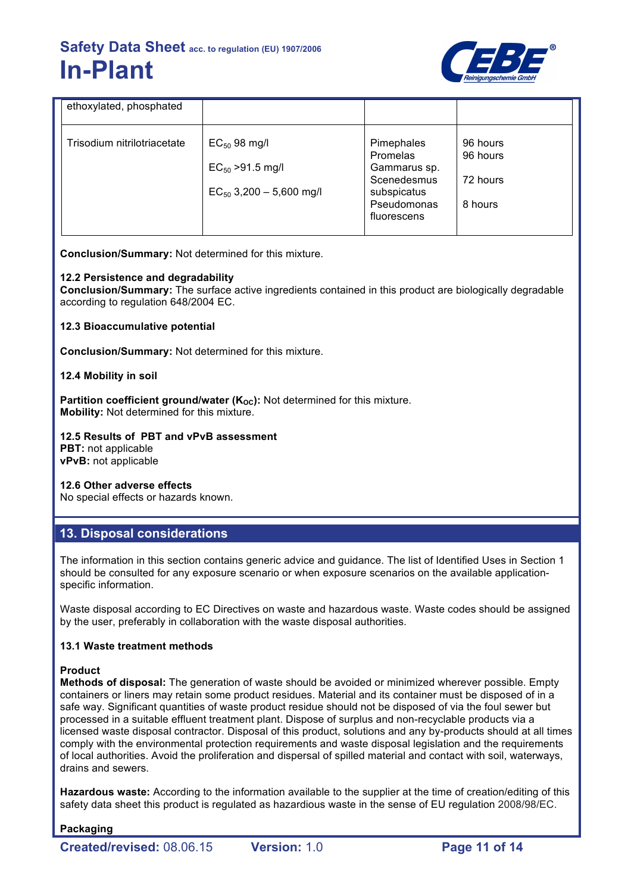| | | | |
|---|---|---|---|
| ethoxylated, phosphated | | | |
| Trisodium nitrilotriacetate | $EC_{50}$ 98 mg/l<br>$EC_{50}$ >91.5 mg/l<br>$EC_{50}$ 3,200 – 5,600 mg/l | Pimephales Promelas<br>Gammarus sp.<br>Scenedesmus subspicatus<br>Pseudomonas fluorescens | 96 hours<br>96 hours<br>72 hours<br>8 hours |

**Conclusion/Summary:** Not determined for this mixture.

**12.2 Persistence and degradability**

**Conclusion/Summary:** The surface active ingredients contained in this product are biologically degradable according to regulation 648/2004 EC.

**12.3 Bioaccumulative potential**

**Conclusion/Summary:** Not determined for this mixture.

**12.4 Mobility in soil**

**Partition coefficient ground/water ($K_{OC}$):** Not determined for this mixture.
**Mobility:** Not determined for this mixture.

**12.5 Results of PBT and vPvB assessment**
**PBT:** not applicable
**vPvB:** not applicable

**12.6 Other adverse effects**
No special effects or hazards known.

## 13. Disposal considerations

The information in this section contains generic advice and guidance. The list of Identified Uses in Section 1 should be consulted for any exposure scenario or when exposure scenarios on the available application-specific information.

Waste disposal according to EC Directives on waste and hazardous waste. Waste codes should be assigned by the user, preferably in collaboration with the waste disposal authorities.

**13.1 Waste treatment methods**

**Product**
**Methods of disposal:** The generation of waste should be avoided or minimized wherever possible. Empty containers or liners may retain some product residues. Material and its container must be disposed of in a safe way. Significant quantities of waste product residue should not be disposed of via the foul sewer but processed in a suitable effluent treatment plant. Dispose of surplus and non-recyclable products via a licensed waste disposal contractor. Disposal of this product, solutions and any by-products should at all times comply with the environmental protection requirements and waste disposal legislation and the requirements of local authorities. Avoid the proliferation and dispersal of spilled material and contact with soil, waterways, drains and sewers.

**Hazardous waste:** According to the information available to the supplier at the time of creation/editing of this safety data sheet this product is regulated as hazardious waste in the sense of EU regulation 2008/98/EC.

**Packaging**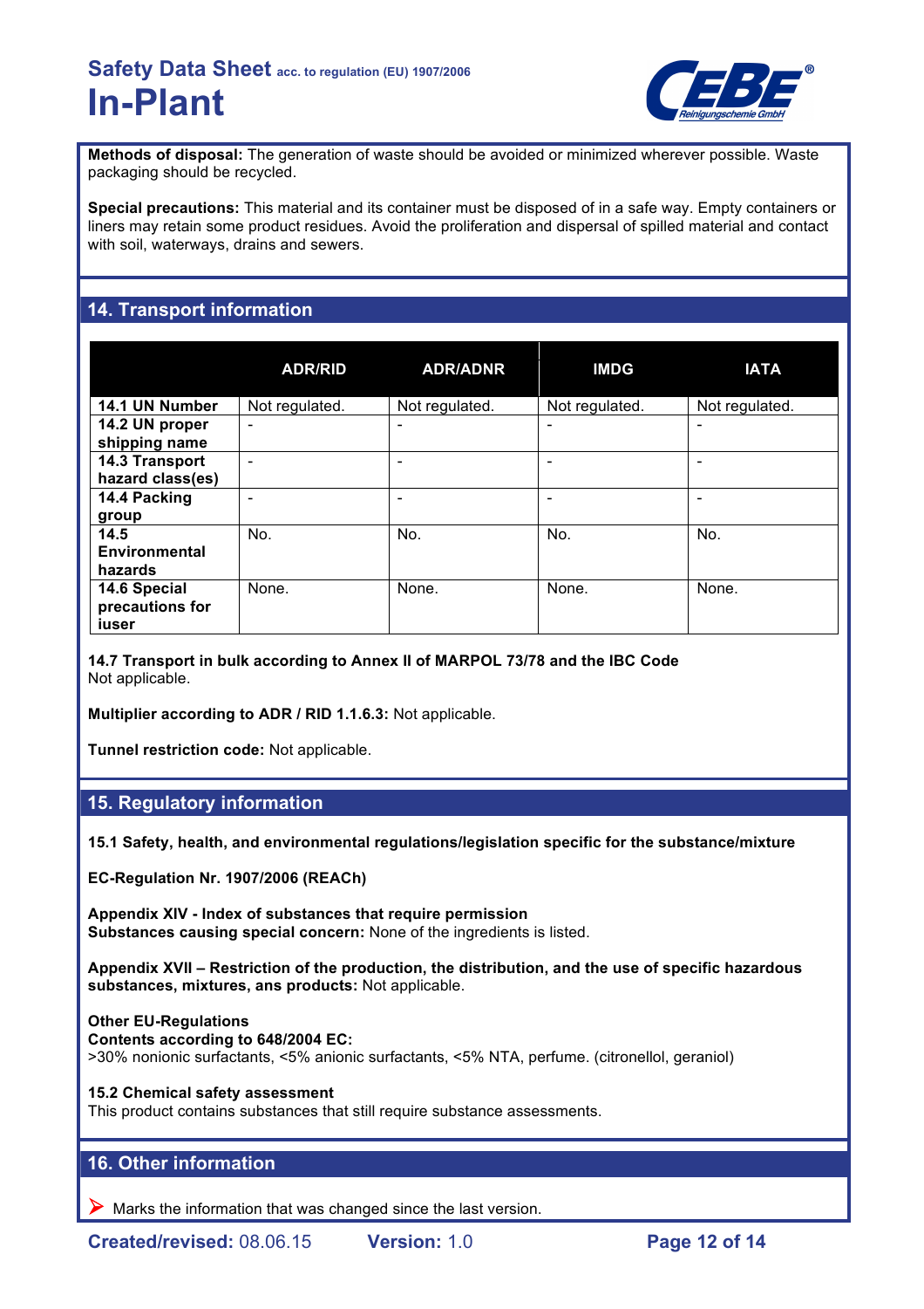**Methods of disposal:** The generation of waste should be avoided or minimized wherever possible. Waste packaging should be recycled.

**Special precautions:** This material and its container must be disposed of in a safe way. Empty containers or liners may retain some product residues. Avoid the proliferation and dispersal of spilled material and contact with soil, waterways, drains and sewers.

## 14. Transport information

| | ADR/RID | ADR/ADNR | IMDG | IATA |
|---|---|---|---|---|
| **14.1 UN Number** | Not regulated. | Not regulated. | Not regulated. | Not regulated. |
| **14.2 UN proper shipping name** | - | - | - | - |
| **14.3 Transport hazard class(es)** | - | - | - | - |
| **14.4 Packing group** | - | - | - | - |
| **14.5 Environmental hazards** | No. | No. | No. | No. |
| **14.6 Special precautions for iuser** | None. | None. | None. | None. |

**14.7 Transport in bulk according to Annex II of MARPOL 73/78 and the IBC Code**
Not applicable.

**Multiplier according to ADR / RID 1.1.6.3:** Not applicable.

**Tunnel restriction code:** Not applicable.

## 15. Regulatory information

**15.1 Safety, health, and environmental regulations/legislation specific for the substance/mixture**

**EC-Regulation Nr. 1907/2006 (REACh)**

**Appendix XIV - Index of substances that require permission**
**Substances causing special concern:** None of the ingredients is listed.

**Appendix XVII – Restriction of the production, the distribution, and the use of specific hazardous substances, mixtures, ans products:** Not applicable.

**Other EU-Regulations**
**Contents according to 648/2004 EC:**
>30% nonionic surfactants, <5% anionic surfactants, <5% NTA, perfume. (citronellol, geraniol)

**15.2 Chemical safety assessment**
This product contains substances that still require substance assessments.

## 16. Other information

➤ Marks the information that was changed since the last version.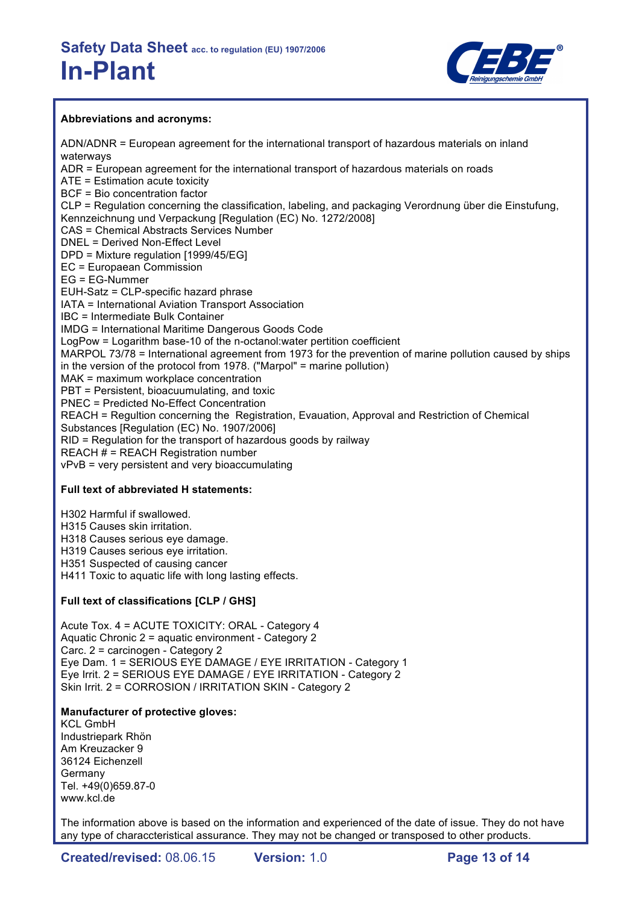**Abbreviations and acronyms:**

ADN/ADNR = European agreement for the international transport of hazardous materials on inland waterways
ADR = European agreement for the international transport of hazardous materials on roads
ATE = Estimation acute toxicity
BCF = Bio concentration factor
CLP = Regulation concerning the classification, labeling, and packaging Verordnung über die Einstufung, Kennzeichnung und Verpackung [Regulation (EC) No. 1272/2008]
CAS = Chemical Abstracts Services Number
DNEL = Derived Non-Effect Level
DPD = Mixture regulation [1999/45/EG]
EC = Europaean Commission
EG = EG-Nummer
EUH-Satz = CLP-specific hazard phrase
IATA = International Aviation Transport Association
IBC = Intermediate Bulk Container
IMDG = International Maritime Dangerous Goods Code
LogPow = Logarithm base-10 of the n-octanol:water pertition coefficient
MARPOL 73/78 = International agreement from 1973 for the prevention of marine pollution caused by ships in the version of the protocol from 1978. ("Marpol" = marine pollution)
MAK = maximum workplace concentration
PBT = Persistent, bioacuumulating, and toxic
PNEC = Predicted No-Effect Concentration
REACH = Regultion concerning the Registration, Evauation, Approval and Restriction of Chemical Substances [Regulation (EC) No. 1907/2006]
RID = Regulation for the transport of hazardous goods by railway
REACH # = REACH Registration number
vPvB = very persistent and very bioaccumulating

**Full text of abbreviated H statements:**

H302 Harmful if swallowed.
H315 Causes skin irritation.
H318 Causes serious eye damage.
H319 Causes serious eye irritation.
H351 Suspected of causing cancer
H411 Toxic to aquatic life with long lasting effects.

**Full text of classifications [CLP / GHS]**

Acute Tox. 4 = ACUTE TOXICITY: ORAL - Category 4
Aquatic Chronic 2 = aquatic environment - Category 2
Carc. 2 = carcinogen - Category 2
Eye Dam. 1 = SERIOUS EYE DAMAGE / EYE IRRITATION - Category 1
Eye Irrit. 2 = SERIOUS EYE DAMAGE / EYE IRRITATION - Category 2
Skin Irrit. 2 = CORROSION / IRRITATION SKIN - Category 2

**Manufacturer of protective gloves:**
KCL GmbH
Industriepark Rhön
Am Kreuzacker 9
36124 Eichenzell
Germany
Tel. +49(0)659.87-0
www.kcl.de

The information above is based on the information and experienced of the date of issue. They do not have any type of characcteristical assurance. They may not be changed or transposed to other products.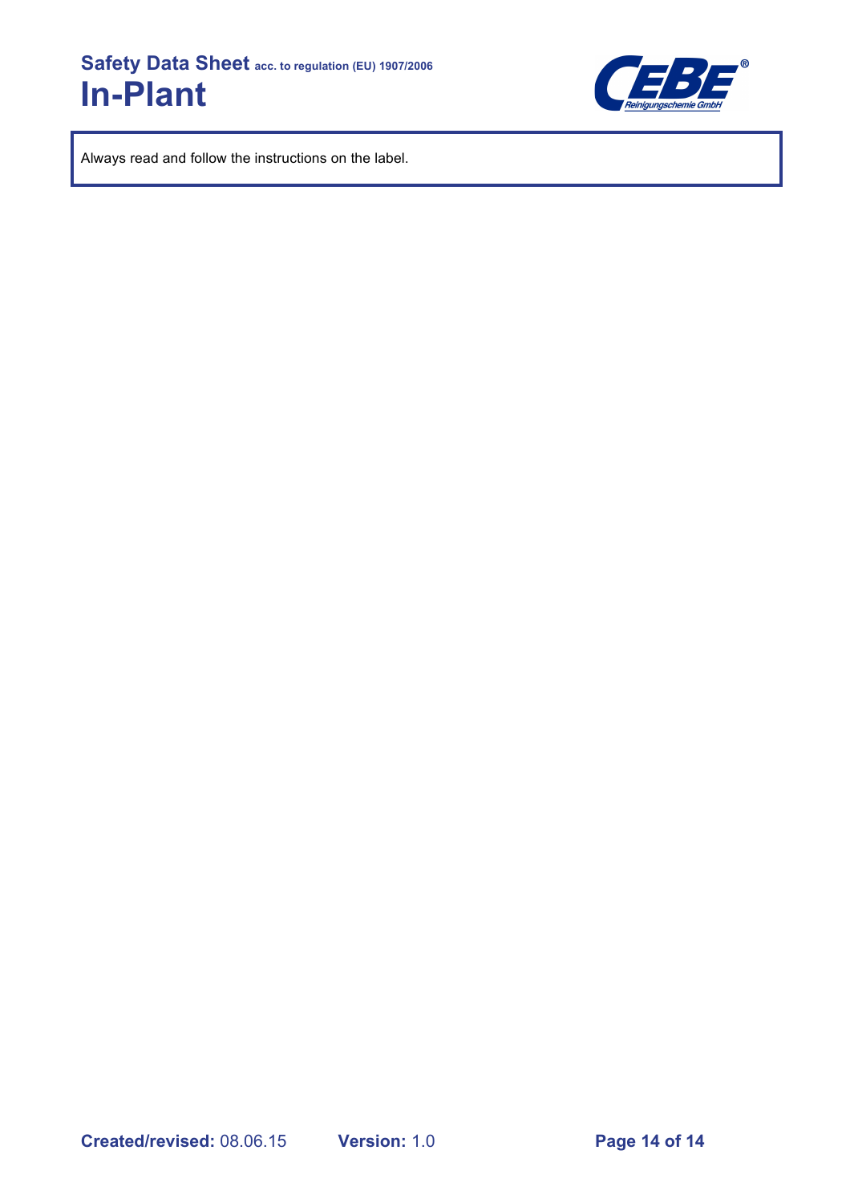Always read and follow the instructions on the label.